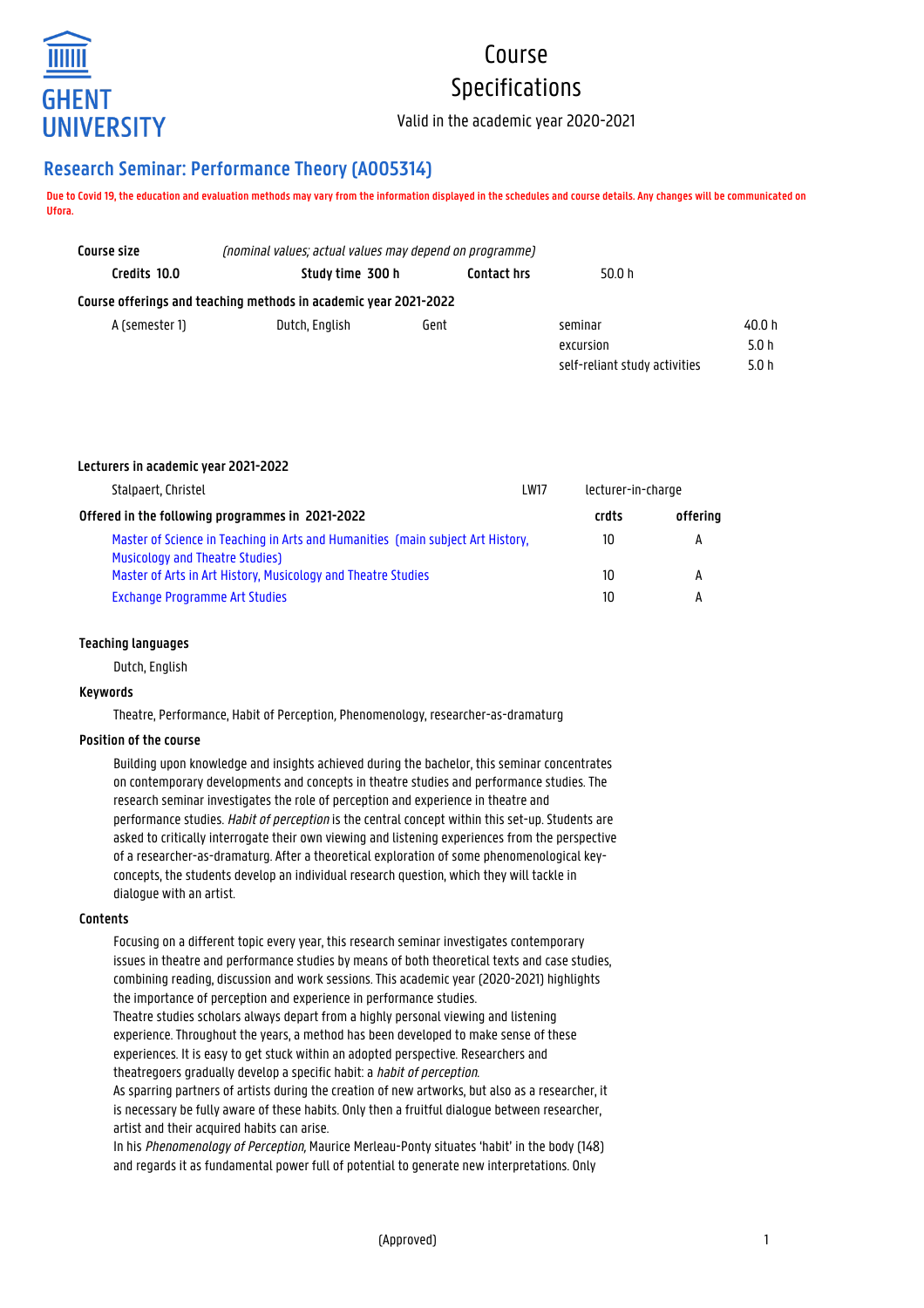GHENT UNIVERSITY

# Course Specifications

Valid in the academic year 2020-2021

## Research Seminar: Performance Theory (A005314)

**Due to Covid 19, the education and evaluation methods may vary from the information displayed in the schedules and course details. Any changes will be communicated on Ufora.**

| **Course size** | *(nominal values; actual values may depend on programme)* | | |
|---|---|---|---|
| **Credits 10.0** | **Study time 300 h** | **Contact hrs** | 50.0 h |

**Course offerings and teaching methods in academic year 2021-2022**

| | | | | |
|---|---|---|---|---|
| A (semester 1) | Dutch, English | Gent | seminar | 40.0 h |
| | | | excursion | 5.0 h |
| | | | self-reliant study activities | 5.0 h |

**Lecturers in academic year 2021-2022**

| | | |
|---|---|---|
| Stalpaert, Christel | LW17 | lecturer-in-charge |

| **Offered in the following programmes in 2021-2022** | **crdts** | **offering** |
|---|---|---|
| Master of Science in Teaching in Arts and Humanities (main subject Art History, Musicology and Theatre Studies) | 10 | A |
| Master of Arts in Art History, Musicology and Theatre Studies | 10 | A |
| Exchange Programme Art Studies | 10 | A |

### Teaching languages

Dutch, English

### Keywords

Theatre, Performance, Habit of Perception, Phenomenology, researcher-as-dramaturg

### Position of the course

Building upon knowledge and insights achieved during the bachelor, this seminar concentrates on contemporary developments and concepts in theatre studies and performance studies. The research seminar investigates the role of perception and experience in theatre and performance studies. *Habit of perception* is the central concept within this set-up. Students are asked to critically interrogate their own viewing and listening experiences from the perspective of a researcher-as-dramaturg. After a theoretical exploration of some phenomenological key-concepts, the students develop an individual research question, which they will tackle in dialogue with an artist.

### Contents

Focusing on a different topic every year, this research seminar investigates contemporary issues in theatre and performance studies by means of both theoretical texts and case studies, combining reading, discussion and work sessions. This academic year (2020-2021) highlights the importance of perception and experience in performance studies.
Theatre studies scholars always depart from a highly personal viewing and listening experience. Throughout the years, a method has been developed to make sense of these experiences. It is easy to get stuck within an adopted perspective. Researchers and theatregoers gradually develop a specific habit: a *habit of perception*.
As sparring partners of artists during the creation of new artworks, but also as a researcher, it is necessary be fully aware of these habits. Only then a fruitful dialogue between researcher, artist and their acquired habits can arise.
In his *Phenomenology of Perception,* Maurice Merleau-Ponty situates 'habit' in the body (148) and regards it as fundamental power full of potential to generate new interpretations. Only

(Approved)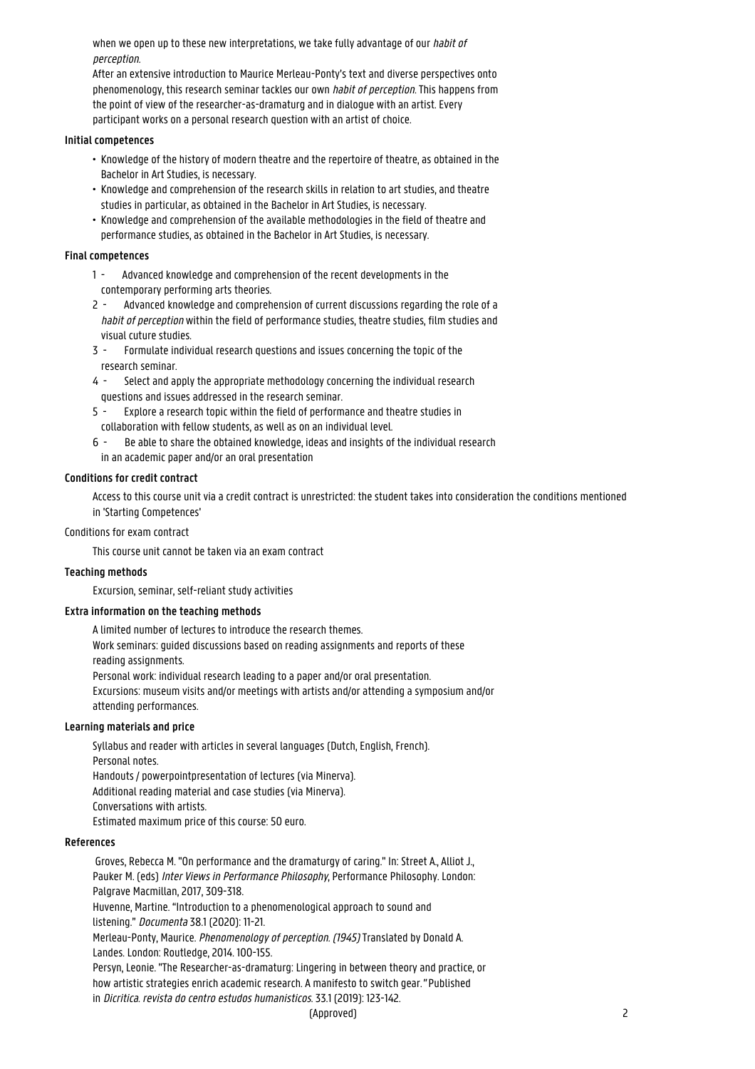when we open up to these new interpretations, we take fully advantage of our *habit of perception*.

After an extensive introduction to Maurice Merleau-Ponty's text and diverse perspectives onto phenomenology, this research seminar tackles our own *habit of perception*. This happens from the point of view of the researcher-as-dramaturg and in dialogue with an artist. Every participant works on a personal research question with an artist of choice.

### Initial competences

- Knowledge of the history of modern theatre and the repertoire of theatre, as obtained in the Bachelor in Art Studies, is necessary.
- Knowledge and comprehension of the research skills in relation to art studies, and theatre studies in particular, as obtained in the Bachelor in Art Studies, is necessary.
- Knowledge and comprehension of the available methodologies in the field of theatre and performance studies, as obtained in the Bachelor in Art Studies, is necessary.

### Final competences

1 - Advanced knowledge and comprehension of the recent developments in the contemporary performing arts theories.

2 - Advanced knowledge and comprehension of current discussions regarding the role of a *habit of perception* within the field of performance studies, theatre studies, film studies and visual cuture studies.

3 - Formulate individual research questions and issues concerning the topic of the research seminar.

4 - Select and apply the appropriate methodology concerning the individual research questions and issues addressed in the research seminar.

5 - Explore a research topic within the field of performance and theatre studies in collaboration with fellow students, as well as on an individual level.

6 - Be able to share the obtained knowledge, ideas and insights of the individual research in an academic paper and/or an oral presentation

### Conditions for credit contract

Access to this course unit via a credit contract is unrestricted: the student takes into consideration the conditions mentioned in 'Starting Competences'

Conditions for exam contract

This course unit cannot be taken via an exam contract

### Teaching methods

Excursion, seminar, self-reliant study activities

### Extra information on the teaching methods

A limited number of lectures to introduce the research themes.

Work seminars: guided discussions based on reading assignments and reports of these reading assignments.

Personal work: individual research leading to a paper and/or oral presentation.

Excursions: museum visits and/or meetings with artists and/or attending a symposium and/or attending performances.

### Learning materials and price

Syllabus and reader with articles in several languages (Dutch, English, French).

Personal notes.

Handouts / powerpointpresentation of lectures (via Minerva).

Additional reading material and case studies (via Minerva).

Conversations with artists.

Estimated maximum price of this course: 50 euro.

### References

Groves, Rebecca M. "On performance and the dramaturgy of caring." In: Street A., Alliot J., Pauker M. (eds) *Inter Views in Performance Philosophy*, Performance Philosophy. London: Palgrave Macmillan, 2017, 309-318.

Huvenne, Martine. "Introduction to a phenomenological approach to sound and listening." *Documenta* 38.1 (2020): 11-21.

Merleau-Ponty, Maurice. *Phenomenology of perception. (1945)* Translated by Donald A. Landes. London: Routledge, 2014. 100-155.

Persyn, Leonie. "The Researcher-as-dramaturg: Lingering in between theory and practice, or how artistic strategies enrich academic research. A manifesto to switch gear." Published in *Dicritica. revista do centro estudos humanisticos*. 33.1 (2019): 123-142.

(Approved)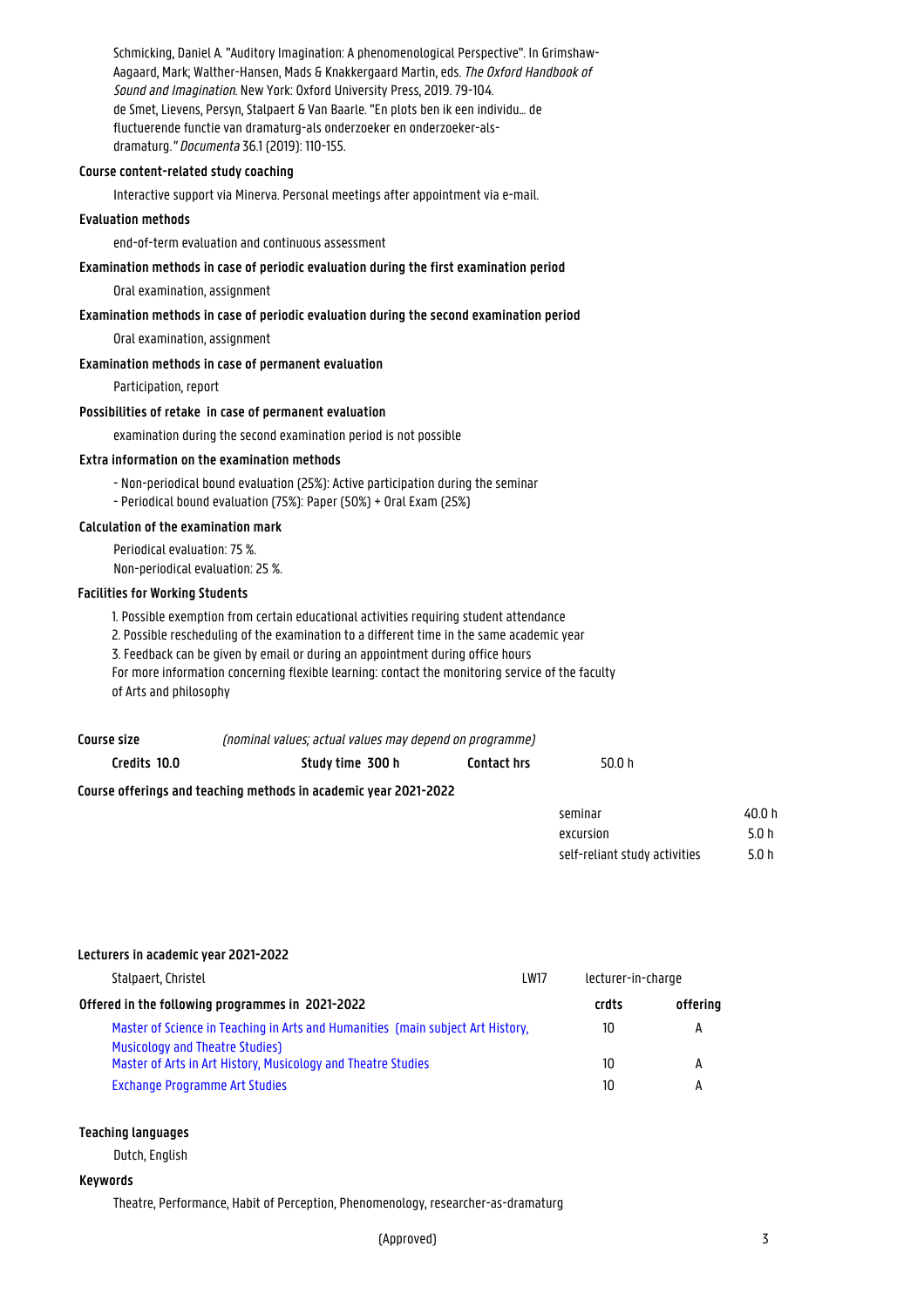Schmicking, Daniel A. "Auditory Imagination: A phenomenological Perspective". In Grimshaw-Aagaard, Mark; Walther-Hansen, Mads & Knakkergaard Martin, eds. *The Oxford Handbook of Sound and Imagination*. New York: Oxford University Press, 2019. 79-104.
de Smet, Lievens, Persyn, Stalpaert & Van Baarle. "En plots ben ik een individu... de fluctuerende functie van dramaturg-als onderzoeker en onderzoeker-als-dramaturg." *Documenta* 36.1 (2019): 110-155.

### Course content-related study coaching

Interactive support via Minerva. Personal meetings after appointment via e-mail.

### Evaluation methods

end-of-term evaluation and continuous assessment

### Examination methods in case of periodic evaluation during the first examination period

Oral examination, assignment

### Examination methods in case of periodic evaluation during the second examination period

Oral examination, assignment

### Examination methods in case of permanent evaluation

Participation, report

### Possibilities of retake in case of permanent evaluation

examination during the second examination period is not possible

### Extra information on the examination methods

- Non-periodical bound evaluation (25%): Active participation during the seminar
- Periodical bound evaluation (75%): Paper (50%) + Oral Exam (25%)

### Calculation of the examination mark

Periodical evaluation: 75 %.
Non-periodical evaluation: 25 %.

### Facilities for Working Students

1. Possible exemption from certain educational activities requiring student attendance
2. Possible rescheduling of the examination to a different time in the same academic year
3. Feedback can be given by email or during an appointment during office hours

For more information concerning flexible learning: contact the monitoring service of the faculty of Arts and philosophy

**Course size** *(nominal values; actual values may depend on programme)*

**Credits 10.0** **Study time 300 h** **Contact hrs** 50.0 h

### Course offerings and teaching methods in academic year 2021-2022

| | |
|---|---|
| seminar | 40.0 h |
| excursion | 5.0 h |
| self-reliant study activities | 5.0 h |

### Lecturers in academic year 2021-2022

| | | |
|---|---|---|
| Stalpaert, Christel | LW17 | lecturer-in-charge |

### Offered in the following programmes in 2021-2022

| | crdts | offering |
|---|---|---|
| Master of Science in Teaching in Arts and Humanities (main subject Art History, Musicology and Theatre Studies) | 10 | A |
| Master of Arts in Art History, Musicology and Theatre Studies | 10 | A |
| Exchange Programme Art Studies | 10 | A |

### Teaching languages

Dutch, English

### Keywords

Theatre, Performance, Habit of Perception, Phenomenology, researcher-as-dramaturg

(Approved)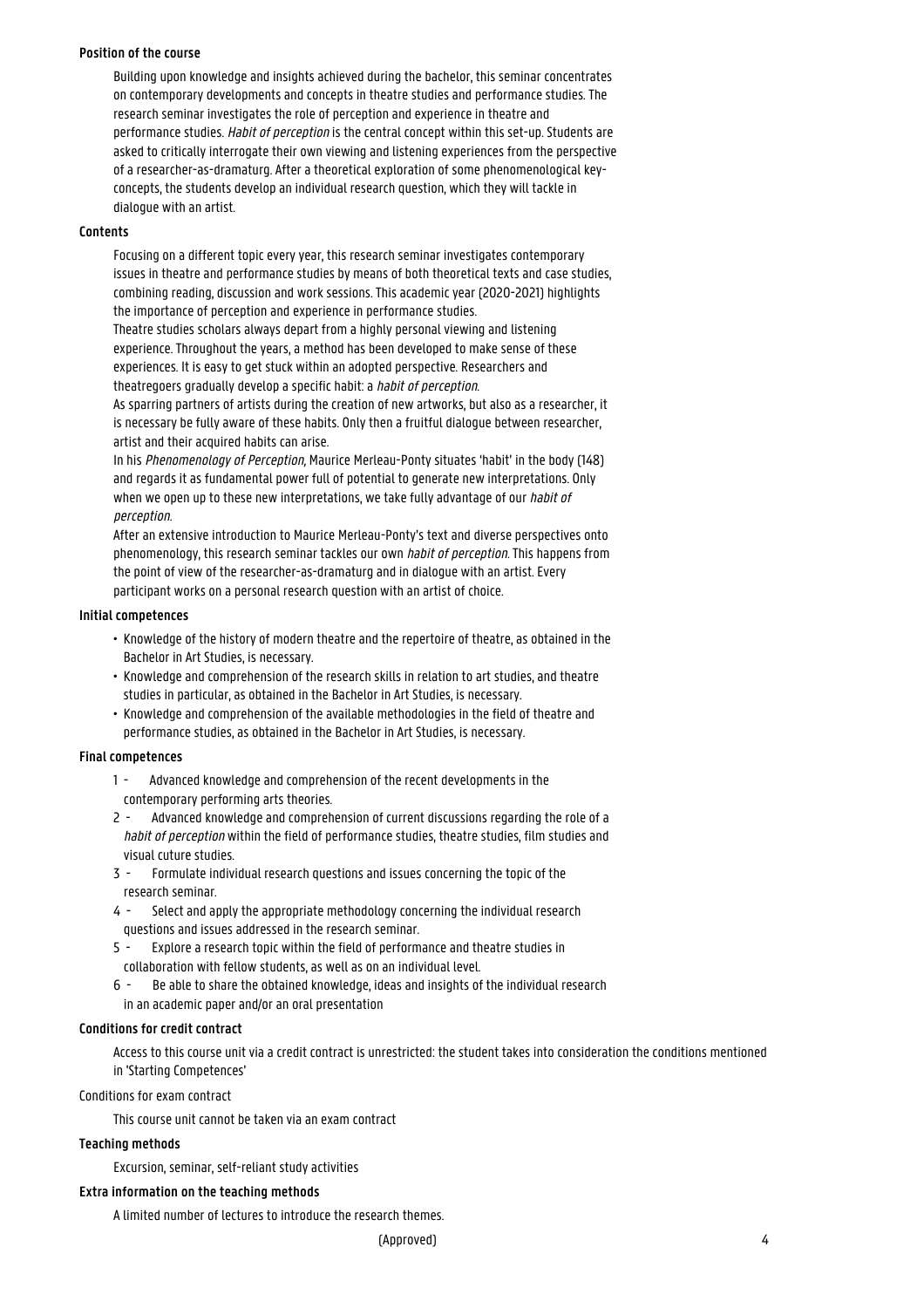### Position of the course

Building upon knowledge and insights achieved during the bachelor, this seminar concentrates on contemporary developments and concepts in theatre studies and performance studies. The research seminar investigates the role of perception and experience in theatre and performance studies. *Habit of perception* is the central concept within this set-up. Students are asked to critically interrogate their own viewing and listening experiences from the perspective of a researcher-as-dramaturg. After a theoretical exploration of some phenomenological key-concepts, the students develop an individual research question, which they will tackle in dialogue with an artist.

### Contents

Focusing on a different topic every year, this research seminar investigates contemporary issues in theatre and performance studies by means of both theoretical texts and case studies, combining reading, discussion and work sessions. This academic year (2020-2021) highlights the importance of perception and experience in performance studies.

Theatre studies scholars always depart from a highly personal viewing and listening experience. Throughout the years, a method has been developed to make sense of these experiences. It is easy to get stuck within an adopted perspective. Researchers and theatregoers gradually develop a specific habit: a *habit of perception*.

As sparring partners of artists during the creation of new artworks, but also as a researcher, it is necessary be fully aware of these habits. Only then a fruitful dialogue between researcher, artist and their acquired habits can arise.

In his *Phenomenology of Perception,* Maurice Merleau-Ponty situates 'habit' in the body (148) and regards it as fundamental power full of potential to generate new interpretations. Only when we open up to these new interpretations, we take fully advantage of our *habit of perception*.

After an extensive introduction to Maurice Merleau-Ponty's text and diverse perspectives onto phenomenology, this research seminar tackles our own *habit of perception*. This happens from the point of view of the researcher-as-dramaturg and in dialogue with an artist. Every participant works on a personal research question with an artist of choice.

### Initial competences

- Knowledge of the history of modern theatre and the repertoire of theatre, as obtained in the Bachelor in Art Studies, is necessary.
- Knowledge and comprehension of the research skills in relation to art studies, and theatre studies in particular, as obtained in the Bachelor in Art Studies, is necessary.
- Knowledge and comprehension of the available methodologies in the field of theatre and performance studies, as obtained in the Bachelor in Art Studies, is necessary.

### Final competences

1 - Advanced knowledge and comprehension of the recent developments in the contemporary performing arts theories.

2 - Advanced knowledge and comprehension of current discussions regarding the role of a *habit of perception* within the field of performance studies, theatre studies, film studies and visual cuture studies.

3 - Formulate individual research questions and issues concerning the topic of the research seminar.

4 - Select and apply the appropriate methodology concerning the individual research questions and issues addressed in the research seminar.

5 - Explore a research topic within the field of performance and theatre studies in collaboration with fellow students, as well as on an individual level.

6 - Be able to share the obtained knowledge, ideas and insights of the individual research in an academic paper and/or an oral presentation

### Conditions for credit contract

Access to this course unit via a credit contract is unrestricted: the student takes into consideration the conditions mentioned in 'Starting Competences'

### Conditions for exam contract

This course unit cannot be taken via an exam contract

### Teaching methods

Excursion, seminar, self-reliant study activities

### Extra information on the teaching methods

A limited number of lectures to introduce the research themes.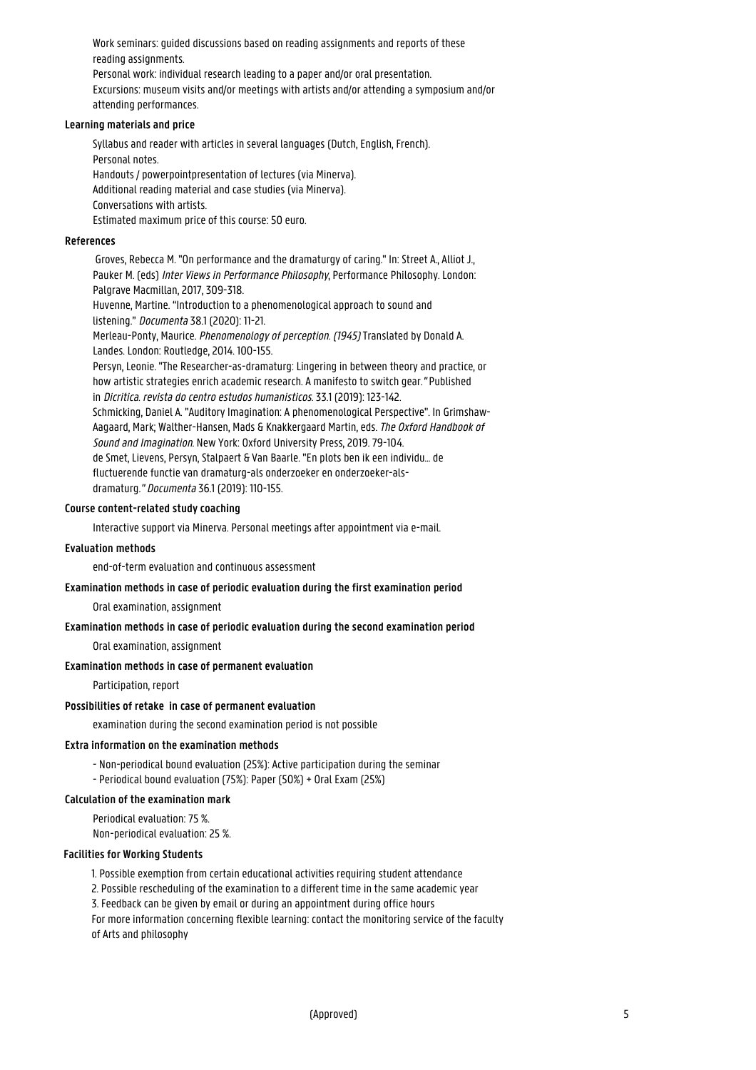Work seminars: guided discussions based on reading assignments and reports of these reading assignments.
Personal work: individual research leading to a paper and/or oral presentation.
Excursions: museum visits and/or meetings with artists and/or attending a symposium and/or attending performances.

#### Learning materials and price

Syllabus and reader with articles in several languages (Dutch, English, French).
Personal notes.
Handouts / powerpointpresentation of lectures (via Minerva).
Additional reading material and case studies (via Minerva).
Conversations with artists.
Estimated maximum price of this course: 50 euro.

#### References

Groves, Rebecca M. "On performance and the dramaturgy of caring." In: Street A., Alliot J., Pauker M. (eds) *Inter Views in Performance Philosophy*, Performance Philosophy. London: Palgrave Macmillan, 2017, 309-318.
Huvenne, Martine. "Introduction to a phenomenological approach to sound and listening." *Documenta* 38.1 (2020): 11-21.
Merleau-Ponty, Maurice. *Phenomenology of perception. (1945)* Translated by Donald A. Landes. London: Routledge, 2014. 100-155.
Persyn, Leonie. "The Researcher-as-dramaturg: Lingering in between theory and practice, or how artistic strategies enrich academic research. A manifesto to switch gear." Published in *Dicritica. revista do centro estudos humanisticos*. 33.1 (2019): 123-142.
Schmicking, Daniel A. "Auditory Imagination: A phenomenological Perspective". In Grimshaw-Aagaard, Mark; Walther-Hansen, Mads & Knakkergaard Martin, eds. *The Oxford Handbook of Sound and Imagination*. New York: Oxford University Press, 2019. 79-104.
de Smet, Lievens, Persyn, Stalpaert & Van Baarle. "En plots ben ik een individu... de fluctuerende functie van dramaturg-als onderzoeker en onderzoeker-als-dramaturg." *Documenta* 36.1 (2019): 110-155.

#### Course content-related study coaching

Interactive support via Minerva. Personal meetings after appointment via e-mail.

#### Evaluation methods

end-of-term evaluation and continuous assessment

#### Examination methods in case of periodic evaluation during the first examination period

Oral examination, assignment

#### Examination methods in case of periodic evaluation during the second examination period

Oral examination, assignment

#### Examination methods in case of permanent evaluation

Participation, report

#### Possibilities of retake in case of permanent evaluation

examination during the second examination period is not possible

#### Extra information on the examination methods

- Non-periodical bound evaluation (25%): Active participation during the seminar
- Periodical bound evaluation (75%): Paper (50%) + Oral Exam (25%)

#### Calculation of the examination mark

Periodical evaluation: 75 %.
Non-periodical evaluation: 25 %.

#### Facilities for Working Students

1. Possible exemption from certain educational activities requiring student attendance
2. Possible rescheduling of the examination to a different time in the same academic year
3. Feedback can be given by email or during an appointment during office hours

For more information concerning flexible learning: contact the monitoring service of the faculty of Arts and philosophy

(Approved)